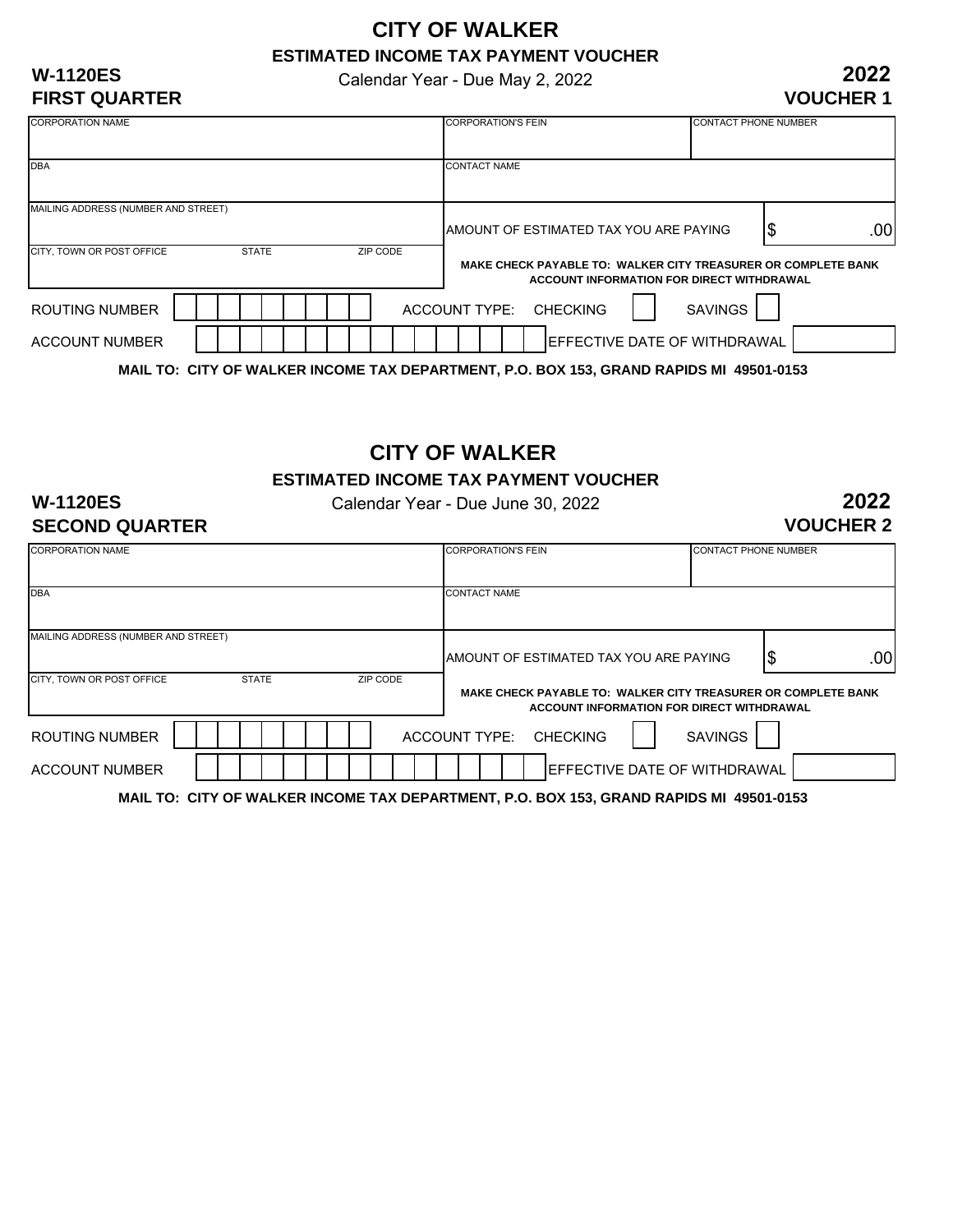# CITY OF WALKER

**ESTIMATED INCOME TAX PAYMENT VOUCHER**

**W-1120ES**
**FIRST QUARTER**

Calendar Year - Due May 2, 2022

**2022**
**VOUCHER 1**

| CORPORATION NAME | CORPORATION'S FEIN | CONTACT PHONE NUMBER |
| --- | --- | --- |
| DBA | CONTACT NAME | |
| MAILING ADDRESS (NUMBER AND STREET) | AMOUNT OF ESTIMATED TAX YOU ARE PAYING | $ .00 |
| CITY, TOWN OR POST OFFICE     STATE     ZIP CODE | **MAKE CHECK PAYABLE TO: WALKER CITY TREASURER OR COMPLETE BANK ACCOUNT INFORMATION FOR DIRECT WITHDRAWAL** | |

ROUTING NUMBER ☐☐☐☐☐☐☐☐☐ ACCOUNT TYPE: CHECKING ☐ SAVINGS ☐

ACCOUNT NUMBER ☐☐☐☐☐☐☐☐☐☐☐☐☐☐☐☐ EFFECTIVE DATE OF WITHDRAWAL ☐

**MAIL TO: CITY OF WALKER INCOME TAX DEPARTMENT, P.O. BOX 153, GRAND RAPIDS MI 49501-0153**

# CITY OF WALKER

**ESTIMATED INCOME TAX PAYMENT VOUCHER**

**W-1120ES**
**SECOND QUARTER**

Calendar Year - Due June 30, 2022

**2022**
**VOUCHER 2**

| CORPORATION NAME | CORPORATION'S FEIN | CONTACT PHONE NUMBER |
| --- | --- | --- |
| DBA | CONTACT NAME | |
| MAILING ADDRESS (NUMBER AND STREET) | AMOUNT OF ESTIMATED TAX YOU ARE PAYING | $ .00 |
| CITY, TOWN OR POST OFFICE     STATE     ZIP CODE | **MAKE CHECK PAYABLE TO: WALKER CITY TREASURER OR COMPLETE BANK ACCOUNT INFORMATION FOR DIRECT WITHDRAWAL** | |

ROUTING NUMBER ☐☐☐☐☐☐☐☐☐ ACCOUNT TYPE: CHECKING ☐ SAVINGS ☐

ACCOUNT NUMBER ☐☐☐☐☐☐☐☐☐☐☐☐☐☐☐☐ EFFECTIVE DATE OF WITHDRAWAL ☐

**MAIL TO: CITY OF WALKER INCOME TAX DEPARTMENT, P.O. BOX 153, GRAND RAPIDS MI 49501-0153**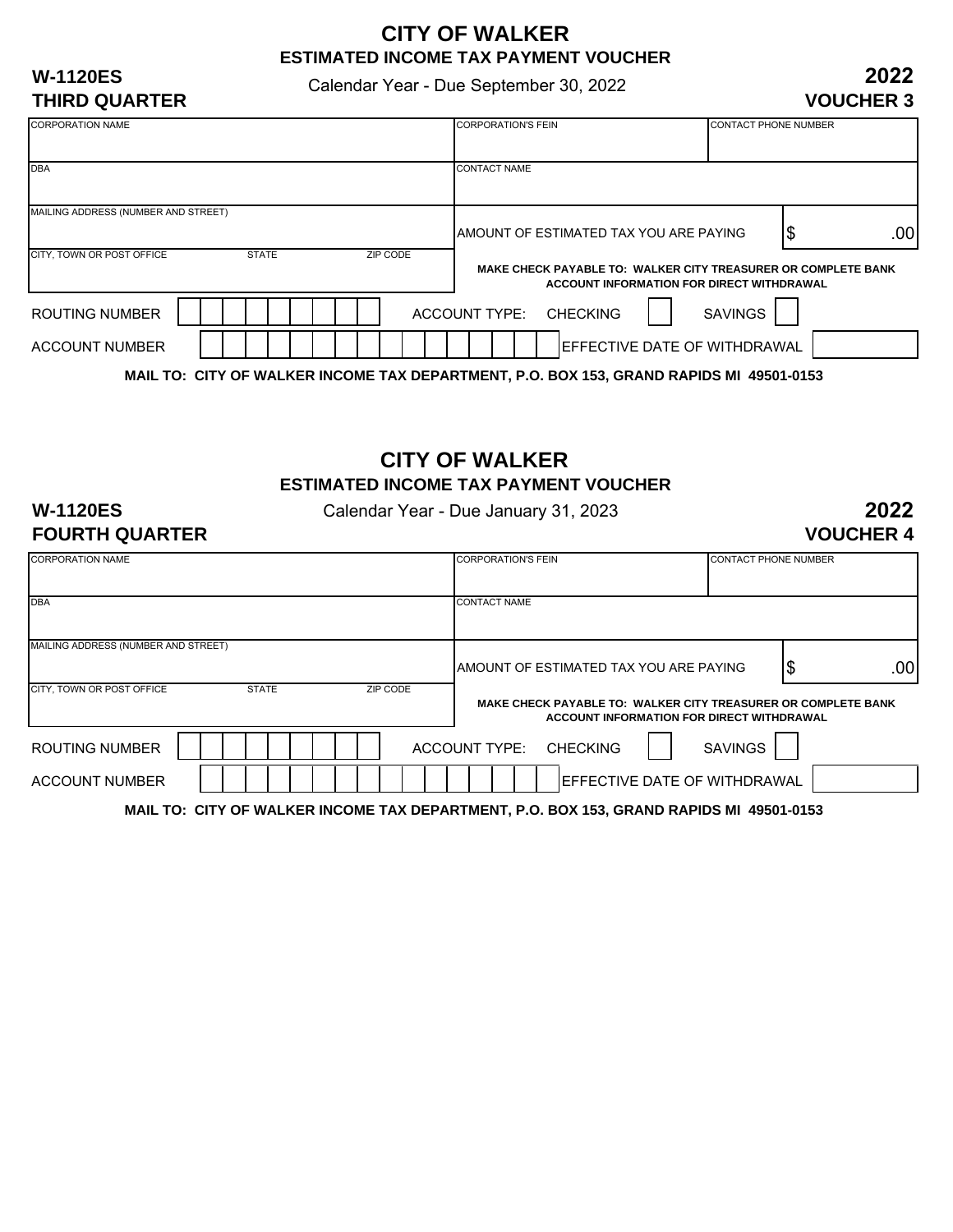# CITY OF WALKER

## ESTIMATED INCOME TAX PAYMENT VOUCHER

**W-1120ES**
**THIRD QUARTER**

Calendar Year - Due September 30, 2022

**2022**
**VOUCHER 3**

| | | |
|---|---|---|
| CORPORATION NAME | CORPORATION'S FEIN | CONTACT PHONE NUMBER |
| DBA | CONTACT NAME | |
| MAILING ADDRESS (NUMBER AND STREET) | AMOUNT OF ESTIMATED TAX YOU ARE PAYING | $ .00 |
| CITY, TOWN OR POST OFFICE STATE ZIP CODE | **MAKE CHECK PAYABLE TO: WALKER CITY TREASURER OR COMPLETE BANK ACCOUNT INFORMATION FOR DIRECT WITHDRAWAL** | |

ROUTING NUMBER ☐☐☐☐☐☐☐☐☐ ACCOUNT TYPE: CHECKING ☐ SAVINGS ☐

ACCOUNT NUMBER ☐☐☐☐☐☐☐☐☐☐☐☐☐☐☐☐ EFFECTIVE DATE OF WITHDRAWAL ☐

**MAIL TO: CITY OF WALKER INCOME TAX DEPARTMENT, P.O. BOX 153, GRAND RAPIDS MI 49501-0153**

# CITY OF WALKER

## ESTIMATED INCOME TAX PAYMENT VOUCHER

**W-1120ES**
**FOURTH QUARTER**

Calendar Year - Due January 31, 2023

**2022**
**VOUCHER 4**

| | | |
|---|---|---|
| CORPORATION NAME | CORPORATION'S FEIN | CONTACT PHONE NUMBER |
| DBA | CONTACT NAME | |
| MAILING ADDRESS (NUMBER AND STREET) | AMOUNT OF ESTIMATED TAX YOU ARE PAYING | $ .00 |
| CITY, TOWN OR POST OFFICE STATE ZIP CODE | **MAKE CHECK PAYABLE TO: WALKER CITY TREASURER OR COMPLETE BANK ACCOUNT INFORMATION FOR DIRECT WITHDRAWAL** | |

ROUTING NUMBER ☐☐☐☐☐☐☐☐☐ ACCOUNT TYPE: CHECKING ☐ SAVINGS ☐

ACCOUNT NUMBER ☐☐☐☐☐☐☐☐☐☐☐☐☐☐☐☐ EFFECTIVE DATE OF WITHDRAWAL ☐

**MAIL TO: CITY OF WALKER INCOME TAX DEPARTMENT, P.O. BOX 153, GRAND RAPIDS MI 49501-0153**